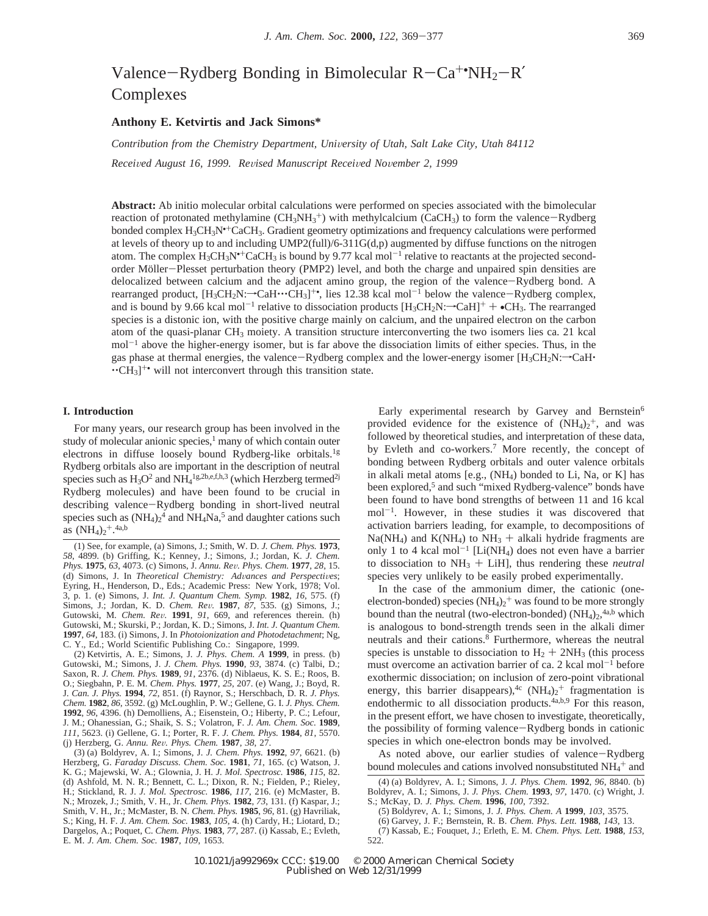# Valence−Rydberg Bonding in Bimolecular $R{-}Ca^{+\bullet}NH_2{-}R'$ Complexes

**Anthony E. Ketvirtis and Jack Simons***

*Contribution from the Chemistry Department, University of Utah, Salt Lake City, Utah 84112*

*Received August 16, 1999. Revised Manuscript Received November 2, 1999*

**Abstract:** Ab initio molecular orbital calculations were performed on species associated with the bimolecular reaction of protonated methylamine ($CH_3NH_3^+$) with methylcalcium ($CaCH_3$) to form the valence−Rydberg bonded complex $H_3CH_3N^{\bullet+}CaCH_3$. Gradient geometry optimizations and frequency calculations were performed at levels of theory up to and including UMP2(full)/6-311G(d,p) augmented by diffuse functions on the nitrogen atom. The complex $H_3CH_3N^{\bullet+}CaCH_3$ is bound by 9.77 kcal mol$^{-1}$ relative to reactants at the projected second-order Möller−Plesset perturbation theory (PMP2) level, and both the charge and unpaired spin densities are delocalized between calcium and the adjacent amino group, the region of the valence−Rydberg bond. A rearranged product, $[H_3CH_2N{:}{\rightarrow}CaH{\cdots}CH_3]^{+\bullet}$, lies 12.38 kcal mol$^{-1}$ below the valence−Rydberg complex, and is bound by 9.66 kcal mol$^{-1}$ relative to dissociation products $[H_3CH_2N{:}{\rightarrow}CaH]^+ + {\bullet}CH_3$. The rearranged species is a distonic ion, with the positive charge mainly on calcium, and the unpaired electron on the carbon atom of the quasi-planar $CH_3$ moiety. A transition structure interconverting the two isomers lies ca. 21 kcal mol$^{-1}$ above the higher-energy isomer, but is far above the dissociation limits of either species. Thus, in the gas phase at thermal energies, the valence−Rydberg complex and the lower-energy isomer $[H_3CH_2N{:}{\rightarrow}CaH{\cdot}{\cdot}{\cdot}CH_3]^{+\bullet}$ will not interconvert through this transition state.

## I. Introduction

For many years, our research group has been involved in the study of molecular anionic species,[1] many of which contain outer electrons in diffuse loosely bound Rydberg-like orbitals.[1g] Rydberg orbitals also are important in the description of neutral species such as $H_3O$[2] and $NH_4$[1g,2b,e,f,h,3] (which Herzberg termed[2j] Rydberg molecules) and have been found to be crucial in describing valence−Rydberg bonding in short-lived neutral species such as $(NH_4)_2$[4] and $NH_4Na$,[5] and daughter cations such as $(NH_4)_2^+$.[4a,b]

Early experimental research by Garvey and Bernstein[6] provided evidence for the existence of $(NH_4)_2^+$, and was followed by theoretical studies, and interpretation of these data, by Evleth and co-workers.[7] More recently, the concept of bonding between Rydberg orbitals and outer valence orbitals in alkali metal atoms [e.g., ($NH_4$) bonded to Li, Na, or K] has been explored,[5] and such "mixed Rydberg-valence" bonds have been found to have bond strengths of between 11 and 16 kcal mol$^{-1}$. However, in these studies it was discovered that activation barriers leading, for example, to decompositions of $Na(NH_4)$ and $K(NH_4)$ to $NH_3$ + alkali hydride fragments are only 1 to 4 kcal mol$^{-1}$ [$Li(NH_4)$ does not even have a barrier to dissociation to $NH_3$ + LiH], thus rendering these *neutral* species very unlikely to be easily probed experimentally.

In the case of the ammonium dimer, the cationic (one-electron-bonded) species $(NH_4)_2^+$ was found to be more strongly bound than the neutral (two-electron-bonded) $(NH_4)_2$,[4a,b] which is analogous to bond-strength trends seen in the alkali dimer neutrals and their cations.[8] Furthermore, whereas the neutral species is unstable to dissociation to $H_2 + 2NH_3$ (this process must overcome an activation barrier of ca. 2 kcal mol$^{-1}$ before exothermic dissociation; on inclusion of zero-point vibrational energy, this barrier disappears),[4c] $(NH_4)_2^+$ fragmentation is endothermic to all dissociation products.[4a,b,9] For this reason, in the present effort, we have chosen to investigate, theoretically, the possibility of forming valence−Rydberg bonds in cationic species in which one-electron bonds may be involved.

As noted above, our earlier studies of valence−Rydberg bound molecules and cations involved nonsubstituted $NH_4^+$ and

---

(1) See, for example, (a) Simons, J.; Smith, W. D. *J. Chem. Phys.* **1973**, *58*, 4899. (b) Griffing, K.; Kenney, J.; Simons, J.; Jordan, K. *J. Chem. Phys.* **1975**, *63*, 4073. (c) Simons, J. *Annu. Rev. Phys. Chem.* **1977**, *28*, 15. (d) Simons, J. In *Theoretical Chemistry: Advances and Perspectives*; Eyring, H., Henderson, D., Eds.; Academic Press: New York, 1978; Vol. 3, p. 1. (e) Simons, J. *Int. J. Quantum Chem. Symp.* **1982**, *16*, 575. (f) Simons, J.; Jordan, K. D. *Chem. Rev.* **1987**, *87*, 535. (g) Simons, J.; Gutowski, M. *Chem. Rev.* **1991**, *91*, 669, and references therein. (h) Gutowski, M.; Skurski, P.; Jordan, K. D.; Simons, J. *Int. J. Quantum Chem.* **1997**, *64*, 183. (i) Simons, J. In *Photoionization and Photodetachment*; Ng, C. Y., Ed.; World Scientific Publishing Co.: Singapore, 1999.

(2) (a) Ketvirtis, A. E.; Simons, J. *J. Phys. Chem. A* **1999**, in press. (b) Gutowski, M.; Simons, J. *J. Chem. Phys.* **1990**, *93*, 3874. (c) Talbi, D.; Saxon, R. *J. Chem. Phys.* **1989**, *91*, 2376. (d) Niblaeus, K. S. E.; Roos, B. O.; Siegbahn, P. E. M. *Chem. Phys.* **1977**, *25*, 207. (e) Wang, J.; Boyd, R. J. *Can. J. Phys.* **1994**, *72*, 851. (f) Raynor, S.; Herschbach, D. R. *J. Phys. Chem.* **1982**, *86*, 3592. (g) McLoughlin, P. W.; Gellene, G. I. *J. Phys. Chem.* **1992**, *96*, 4396. (h) Demolliens, A.; Eisenstein, O.; Hiberty, P. C.; Lefour, J. M.; Ohanessian, G.; Shaik, S. S.; Volatron, F. *J. Am. Chem. Soc.* **1989**, *111*, 5623. (i) Gellene, G. I.; Porter, R. F. *J. Chem. Phys.* **1984**, *81*, 5570. (j) Herzberg, G. *Annu. Rev. Phys. Chem.* **1987**, *38*, 27.

(3) (a) Boldyrev, A. I.; Simons, J. *J. Chem. Phys.* **1992**, *97*, 6621. (b) Herzberg, G. *Faraday Discuss. Chem. Soc.* **1981**, *71*, 165. (c) Watson, J. K. G.; Majewski, W. A.; Glownia, J. H. *J. Mol. Spectrosc.* **1986**, *115*, 82. (d) Ashfold, M. N. R.; Bennett, C. L.; Dixon, R. N.; Fielden, P.; Rieley, H.; Stickland, R. J. *J. Mol. Spectrosc.* **1986**, *117*, 216. (e) McMaster, B. N.; Mrozek, J.; Smith, V. H., Jr. *Chem. Phys.* **1982**, *73*, 131. (f) Kaspar, J.; Smith, V. H., Jr.; McMaster, B. N. *Chem. Phys.* **1985**, *96*, 81. (g) Havriliak, S.; King, H. F. *J. Am. Chem. Soc.* **1983**, *105*, 4. (h) Cardy, H.; Liotard, D.; Dargelos, A.; Poquet, C. *Chem. Phys.* **1983**, *77*, 287. (i) Kassab, E.; Evleth, E. M. *J. Am. Chem. Soc.* **1987**, *109*, 1653.

(4) (a) Boldyrev, A. I.; Simons, J. *J. Phys. Chem.* **1992**, *96*, 8840. (b) Boldyrev, A. I.; Simons, J. *J. Phys. Chem.* **1993**, *97*, 1470. (c) Wright, J. S.; McKay, D. *J. Phys. Chem.* **1996**, *100*, 7392.

(5) Boldyrev, A. I.; Simons, J. *J. Phys. Chem. A* **1999**, *103*, 3575.

(6) Garvey, J. F.; Bernstein, R. B. *Chem. Phys. Lett.* **1988**, *143*, 13.

(7) Kassab, E.; Fouquet, J.; Evleth, E. M. *Chem. Phys. Lett.* **1988**, *153*, 522.

10.1021/ja992969x CCC: $19.00 © 2000 American Chemical Society
Published on Web 12/31/1999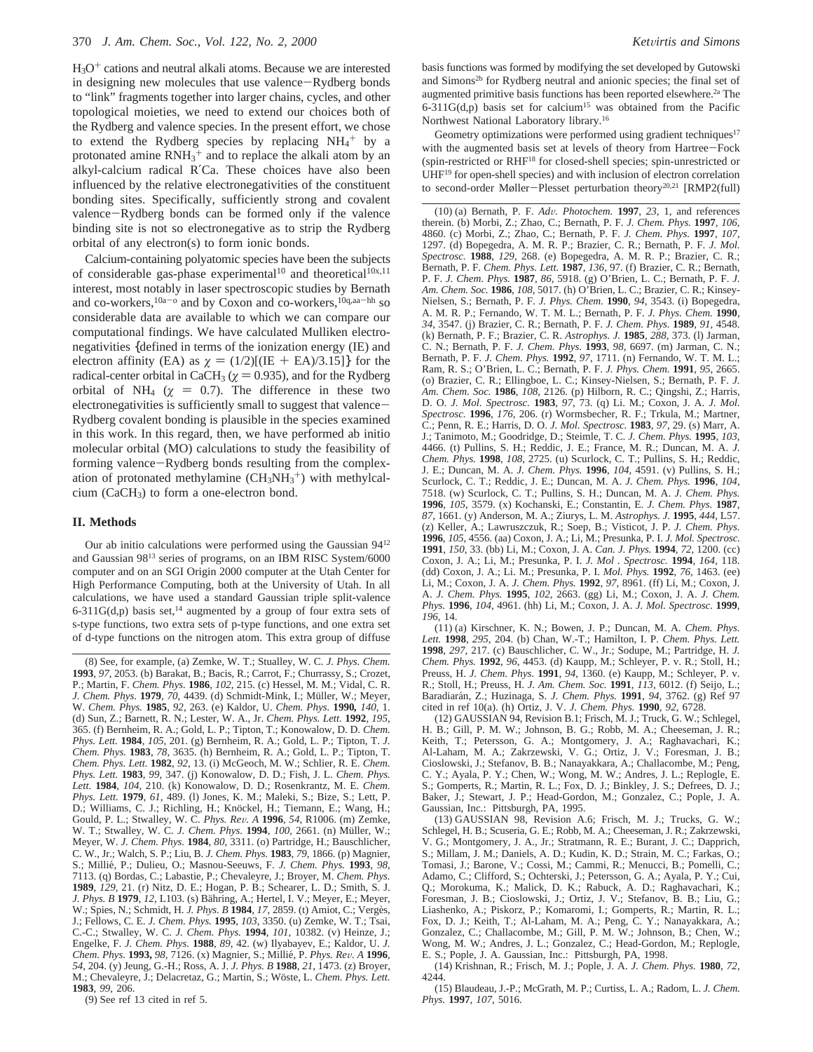$H_3O^+$ cations and neutral alkali atoms. Because we are interested in designing new molecules that use valence–Rydberg bonds to "link" fragments together into larger chains, cycles, and other topological moieties, we need to extend our choices both of the Rydberg and valence species. In the present effort, we chose to extend the Rydberg species by replacing $NH_4^+$ by a protonated amine $RNH_3^+$ and to replace the alkali atom by an alkyl-calcium radical R′Ca. These choices have also been influenced by the relative electronegativities of the constituent bonding sites. Specifically, sufficiently strong and covalent valence–Rydberg bonds can be formed only if the valence binding site is not so electronegative as to strip the Rydberg orbital of any electron(s) to form ionic bonds.

Calcium-containing polyatomic species have been the subjects of considerable gas-phase experimental[10] and theoretical[10x,11] interest, most notably in laser spectroscopic studies by Bernath and co-workers,[10a–o] and by Coxon and co-workers,[10q,aa–hh] so considerable data are available to which we can compare our computational findings. We have calculated Mulliken electronegativities {defined in terms of the ionization energy (IE) and electron affinity (EA) as $\chi = (1/2)[(\mathrm{IE} + \mathrm{EA})/3.15]$} for the radical-center orbital in $CaCH_3$ ($\chi = 0.935$), and for the Rydberg orbital of $NH_4$ ($\chi = 0.7$). The difference in these two electronegativities is sufficiently small to suggest that valence–Rydberg covalent bonding is plausible in the species examined in this work. In this regard, then, we have performed ab initio molecular orbital (MO) calculations to study the feasibility of forming valence–Rydberg bonds resulting from the complexation of protonated methylamine ($CH_3NH_3^+$) with methylcalcium ($CaCH_3$) to form a one-electron bond.

## II. Methods

Our ab initio calculations were performed using the Gaussian 94[12] and Gaussian 98[13] series of programs, on an IBM RISC System/6000 computer and on an SGI Origin 2000 computer at the Utah Center for High Performance Computing, both at the University of Utah. In all calculations, we have used a standard Gaussian triple split-valence 6-311G(d,p) basis set,[14] augmented by a group of four extra sets of s-type functions, two extra sets of p-type functions, and one extra set of d-type functions on the nitrogen atom. This extra group of diffuse basis functions was formed by modifying the set developed by Gutowski and Simons[2b] for Rydberg neutral and anionic species; the final set of augmented primitive basis functions has been reported elsewhere.[2a] The 6-311G(d,p) basis set for calcium[15] was obtained from the Pacific Northwest National Laboratory library.[16]

Geometry optimizations were performed using gradient techniques[17] with the augmented basis set at levels of theory from Hartree–Fock (spin-restricted or RHF[18] for closed-shell species; spin-unrestricted or UHF[19] for open-shell species) and with inclusion of electron correlation to second-order Møller–Plesset perturbation theory[20,21] [RMP2(full)

(8) See, for example, (a) Zemke, W. T.; Stualley, W. C. *J. Phys. Chem.* **1993**, *97*, 2053. (b) Barakat, B.; Bacis, R.; Carrot, F.; Churrassy, S.; Crozet, P.; Martin, F. *Chem. Phys.* **1986**, *102*, 215. (c) Hessel, M. M.; Vidal, C. R. *J. Chem. Phys.* **1979**, *70*, 4439. (d) Schmidt-Mink, I.; Müller, W.; Meyer, W. *Chem. Phys.* **1985**, *92*, 263. (e) Kaldor, U. *Chem. Phys.* **1990,** *140*, 1. (d) Sun, Z.; Barnett, R. N.; Lester, W. A., Jr. *Chem. Phys. Lett.* **1992**, *195*, 365. (f) Bernheim, R. A.; Gold, L. P.; Tipton, T.; Konowalow, D. D. *Chem. Phys. Lett.* **1984**, *105*, 201. (g) Bernheim, R. A.; Gold, L. P.; Tipton, T. *J. Chem. Phys.* **1983**, *78*, 3635. (h) Bernheim, R. A.; Gold, L. P.; Tipton, T. *Chem. Phys. Lett.* **1982**, *92*, 13. (i) McGeoch, M. W.; Schlier, R. E. *Chem. Phys. Lett.* **1983**, *99*, 347. (j) Konowalow, D. D.; Fish, J. L. *Chem. Phys. Lett.* **1984**, *104*, 210. (k) Konowalow, D. D.; Rosenkrantz, M. E. *Chem. Phys. Lett.* **1979**, *61*, 489. (l) Jones, K. M.; Maleki, S.; Bize, S.; Lett, P. D.; Williams, C. J.; Richling, H.; Knöckel, H.; Tiemann, E.; Wang, H.; Gould, P. L.; Stwalley, W. C. *Phys. Rev. A* **1996**, *54*, R1006. (m) Zemke, W. T.; Stwalley, W. C. *J. Chem. Phys.* **1994**, *100*, 2661. (n) Müller, W.; Meyer, W. *J. Chem. Phys.* **1984**, *80*, 3311. (o) Partridge, H.; Bauschlicher, C. W., Jr.; Walch, S. P.; Liu, B. *J. Chem. Phys.* **1983**, *79*, 1866. (p) Magnier, S.; Millié, P.; Dulieu, O.; Masnou-Seeuws, F. *J. Chem. Phys.* **1993**, *98*, 7113. (q) Bordas, C.; Labastie, P.; Chevaleyre, J.; Broyer, M. *Chem. Phys.* **1989**, *129*, 21. (r) Nitz, D. E.; Hogan, P. B.; Schearer, L. D.; Smith, S. J. *J. Phys. B* **1979**, *12*, L103. (s) Bähring, A.; Hertel, I. V.; Meyer, E.; Meyer, W.; Spies, N.; Schmidt, H. *J. Phys. B* **1984**, *17*, 2859. (t) Amiot, C.; Vergès, J.; Fellows, C. E. *J. Chem. Phys.* **1995**, *103*, 3350. (u) Zemke, W. T.; Tsai, C.-C.; Stwalley, W. C. *J. Chem. Phys.* **1994**, *101*, 10382. (v) Heinze, J.; Engelke, F. *J. Chem. Phys.* **1988**, *89*, 42. (w) Ilyabayev, E.; Kaldor, U. *J. Chem. Phys.* **1993,** *98*, 7126. (x) Magnier, S.; Millié, P. *Phys. Rev. A* **1996**, *54*, 204. (y) Jeung, G.-H.; Ross, A. J. *J. Phys. B* **1988**, *21*, 1473. (z) Broyer, M.; Chevaleyre, J.; Delacretaz, G.; Martin, S.; Wöste, L. *Chem. Phys. Lett.* **1983**, *99*, 206.

(9) See ref 13 cited in ref 5.

(10) (a) Bernath, P. F. *Adv. Photochem.* **1997**, *23*, 1, and references therein. (b) Morbi, Z.; Zhao, C.; Bernath, P. F. *J. Chem. Phys.* **1997**, *106*, 4860. (c) Morbi, Z.; Zhao, C.; Bernath, P. F. *J. Chem. Phys.* **1997**, *107*, 1297. (d) Bopegedra, A. M. R. P.; Brazier, C. R.; Bernath, P. F. *J. Mol. Spectrosc.* **1988**, *129*, 268. (e) Bopegedra, A. M. R. P.; Brazier, C. R.; Bernath, P. F. *Chem. Phys. Lett.* **1987**, *136*, 97. (f) Brazier, C. R.; Bernath, P. F. *J. Chem. Phys.* **1987**, *86*, 5918. (g) O'Brien, L. C.; Bernath, P. F. *J. Am. Chem. Soc.* **1986**, *108*, 5017. (h) O'Brien, L. C.; Brazier, C. R.; Kinsey-Nielsen, S.; Bernath, P. F. *J. Phys. Chem.* **1990**, *94*, 3543. (i) Bopegedra, A. M. R. P.; Fernando, W. T. M. L.; Bernath, P. F. *J. Phys. Chem.* **1990**, *34*, 3547. (j) Brazier, C. R.; Bernath, P. F. *J. Chem. Phys.* **1989**, *91*, 4548. (k) Bernath, P. F.; Brazier, C. R. *Astrophys. J.* **1985**, *288*, 373. (l) Jarman, C. N.; Bernath, P. F. *J. Chem. Phys.* **1993**, *98*, 6697. (m) Jarman, C. N.; Bernath, P. F. *J. Chem. Phys.* **1992**, *97*, 1711. (n) Fernando, W. T. M. L.; Ram, R. S.; O'Brien, L. C.; Bernath, P. F. *J. Phys. Chem.* **1991**, *95*, 2665. (o) Brazier, C. R.; Ellingboe, L. C.; Kinsey-Nielsen, S.; Bernath, P. F. *J. Am. Chem. Soc.* **1986**, *108*, 2126. (p) Hilborn, R. C.; Qingshi, Z.; Harris, D. O. *J. Mol. Spectrosc.* **1983**, *97*, 73. (q) Li. M.; Coxon, J. A. *J. Mol. Spectrosc.* **1996**, *176*, 206. (r) Wormsbecher, R. F.; Trkula, M.; Martner, C.; Penn, R. E.; Harris, D. O. *J. Mol. Spectrosc.* **1983**, *97*, 29. (s) Marr, A. J.; Tanimoto, M.; Goodridge, D.; Steimle, T. C. *J. Chem. Phys.* **1995**, *103*, 4466. (t) Pullins, S. H.; Reddic, J. E.; France, M. R.; Duncan, M. A. *J. Chem. Phys.* **1998**, *108*, 2725. (u) Scurlock, C. T.; Pullins, S. H.; Reddic, J. E.; Duncan, M. A. *J. Chem. Phys.* **1996**, *104*, 4591. (v) Pullins, S. H.; Scurlock, C. T.; Reddic, J. E.; Duncan, M. A. *J. Chem. Phys.* **1996**, *104*, 7518. (w) Scurlock, C. T.; Pullins, S. H.; Duncan, M. A. *J. Chem. Phys.* **1996**, *105*, 3579. (x) Kochanski, E.; Constantin, E. *J. Chem. Phys.* **1987**, *87*, 1661. (y) Anderson, M. A.; Ziurys, L. M. *Astrophys. J.* **1995**, *444*, L57. (z) Keller, A.; Lawruszczuk, R.; Soep, B.; Visticot, J. P. *J. Chem. Phys.* **1996**, *105*, 4556. (aa) Coxon, J. A.; Li, M.; Presunka, P. I. *J. Mol. Spectrosc.* **1991**, *150*, 33. (bb) Li, M.; Coxon, J. A. *Can. J. Phys.* **1994**, *72*, 1200. (cc) Coxon, J. A.; Li, M.; Presunka, P. I. *J. Mol . Spectrosc.* **1994**, *164*, 118. (dd) Coxon, J. A.; Li, M.; Presunka, P. I. *Mol. Phys.* **1992**, *76*, 1463. (ee) Li, M.; Coxon, J. A. *J. Chem. Phys.* **1992**, *97*, 8961. (ff) Li, M.; Coxon, J. A. *J. Chem. Phys.* **1995**, *102*, 2663. (gg) Li, M.; Coxon, J. A. *J. Chem. Phys.* **1996**, *104*, 4961. (hh) Li, M.; Coxon, J. A. *J. Mol. Spectrosc.* **1999**, *196*, 14.

(11) (a) Kirschner, K. N.; Bowen, J. P.; Duncan, M. A. *Chem. Phys. Lett.* **1998**, *295*, 204. (b) Chan, W.-T.; Hamilton, I. P. *Chem. Phys. Lett.* **1998**, *297*, 217. (c) Bauschlicher, C. W., Jr.; Sodupe, M.; Partridge, H. *J. Chem. Phys.* **1992**, *96*, 4453. (d) Kaupp, M.; Schleyer, P. v. R.; Stoll, H.; Preuss, H. *J. Chem. Phys.* **1991**, *94*, 1360. (e) Kaupp, M.; Schleyer, P. v. R.; Stoll, H.; Preuss, H. *J. Am. Chem. Soc.* **1991**, *113*, 6012. (f) Seijo, L.; Baradiarán, Z.; Huzinaga, S. *J. Chem. Phys.* **1991**, *94*, 3762. (g) Ref 97 cited in ref 10(a). (h) Ortiz, J. V. *J. Chem. Phys.* **1990**, *92*, 6728.

(12) GAUSSIAN 94, Revision B.1; Frisch, M. J.; Truck, G. W.; Schlegel, H. B.; Gill, P. M. W.; Johnson, B. G.; Robb, M. A.; Cheeseman, J. R.; Keith, T.; Petersson, G. A.; Montgomery, J. A.; Raghavachari, K.; Al-Laham, M. A.; Zakrzewski, V. G.; Ortiz, J. V.; Foresman, J. B.; Cioslowski, J.; Stefanov, B. B.; Nanayakkara, A.; Challacombe, M.; Peng, C. Y.; Ayala, P. Y.; Chen, W.; Wong, M. W.; Andres, J. L.; Replogle, E. S.; Gomperts, R.; Martin, R. L.; Fox, D. J.; Binkley, J. S.; Defrees, D. J.; Baker, J.; Stewart, J. P.; Head-Gordon, M.; Gonzalez, C.; Pople, J. A. Gaussian, Inc.: Pittsburgh, PA, 1995.

(13) GAUSSIAN 98, Revision A.6; Frisch, M. J.; Trucks, G. W.; Schlegel, H. B.; Scuseria, G. E.; Robb, M. A.; Cheeseman, J. R.; Zakrzewski, V. G.; Montgomery, J. A., Jr.; Stratmann, R. E.; Burant, J. C.; Dapprich, S.; Millam, J. M.; Daniels, A. D.; Kudin, K. D.; Strain, M. C.; Farkas, O.; Tomasi, J.; Barone, V.; Cossi, M.; Cammi, R.; Menucci, B.; Pomelli, C.; Adamo, C.; Clifford, S.; Ochterski, J.; Petersson, G. A.; Ayala, P. Y.; Cui, Q.; Morokuma, K.; Malick, D. K.; Rabuck, A. D.; Raghavachari, K.; Foresman, J. B.; Cioslowski, J.; Ortiz, J. V.; Stefanov, B. B.; Liu, G.; Liashenko, A.; Piskorz, P.; Komaromi, I.; Gomperts, R.; Martin, R. L.; Fox, D. J.; Keith, T.; Al-Laham, M. A.; Peng, C. Y.; Nanayakkara, A.; Gonzalez, C.; Challacombe, M.; Gill, P. M. W.; Johnson, B.; Chen, W.; Wong, M. W.; Andres, J. L.; Gonzalez, C.; Head-Gordon, M.; Replogle, E. S.; Pople, J. A. Gaussian, Inc.: Pittsburgh, PA, 1998.

(14) Krishnan, R.; Frisch, M. J.; Pople, J. A. *J. Chem. Phys.* **1980**, *72*, 4244.

(15) Blaudeau, J.-P.; McGrath, M. P.; Curtiss, L. A.; Radom, L. *J. Chem. Phys.* **1997**, *107*, 5016.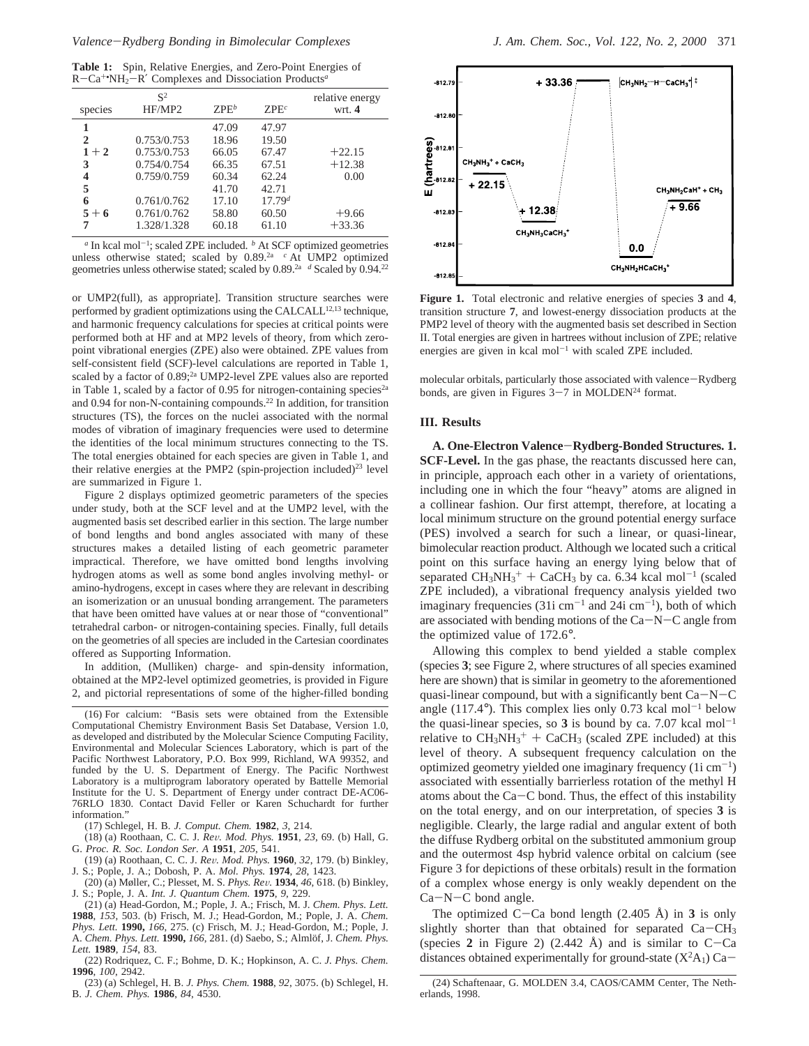**Table 1:** Spin, Relative Energies, and Zero-Point Energies of $R-Ca^{+}\cdot NH_2-R'$ Complexes and Dissociation Products[a]

| species | $S^2$ HF/MP2 | ZPE[b] | ZPE[c] | relative energy wrt. **4** |
|---|---|---|---|---|
| **1** | | 47.09 | 47.97 | |
| **2** | 0.753/0.753 | 18.96 | 19.50 | |
| **1** + **2** | 0.753/0.753 | 66.05 | 67.47 | +22.15 |
| **3** | 0.754/0.754 | 66.35 | 67.51 | +12.38 |
| **4** | 0.759/0.759 | 60.34 | 62.24 | 0.00 |
| **5** | | 41.70 | 42.71 | |
| **6** | 0.761/0.762 | 17.10 | 17.79[d] | |
| **5** + **6** | 0.761/0.762 | 58.80 | 60.50 | +9.66 |
| **7** | 1.328/1.328 | 60.18 | 61.10 | +33.36 |

[a] In kcal mol$^{-1}$; scaled ZPE included. [b] At SCF optimized geometries unless otherwise stated; scaled by 0.89.[2a] [c] At UMP2 optimized geometries unless otherwise stated; scaled by 0.89.[2a] [d] Scaled by 0.94.[22]

or UMP2(full), as appropriate]. Transition structure searches were performed by gradient optimizations using the CALCALL[12,13] technique, and harmonic frequency calculations for species at critical points were performed both at HF and at MP2 levels of theory, from which zero-point vibrational energies (ZPE) also were obtained. ZPE values from self-consistent field (SCF)-level calculations are reported in Table 1, scaled by a factor of 0.89;[2a] UMP2-level ZPE values also are reported in Table 1, scaled by a factor of 0.95 for nitrogen-containing species[2a] and 0.94 for non-N-containing compounds.[22] In addition, for transition structures (TS), the forces on the nuclei associated with the normal modes of vibration of imaginary frequencies were used to determine the identities of the local minimum structures connecting to the TS. The total energies obtained for each species are given in Table 1, and their relative energies at the PMP2 (spin-projection included)[23] level are summarized in Figure 1.

Figure 2 displays optimized geometric parameters of the species under study, both at the SCF level and at the UMP2 level, with the augmented basis set described earlier in this section. The large number of bond lengths and bond angles associated with many of these structures makes a detailed listing of each geometric parameter impractical. Therefore, we have omitted bond lengths involving hydrogen atoms as well as some bond angles involving methyl- or amino-hydrogens, except in cases where they are relevant in describing an isomerization or an unusual bonding arrangement. The parameters that have been omitted have values at or near those of "conventional" tetrahedral carbon- or nitrogen-containing species. Finally, full details on the geometries of all species are included in the Cartesian coordinates offered as Supporting Information.

In addition, (Mulliken) charge- and spin-density information, obtained at the MP2-level optimized geometries, is provided in Figure 2, and pictorial representations of some of the higher-filled bonding molecular orbitals, particularly those associated with valence–Rydberg bonds, are given in Figures 3–7 in MOLDEN[24] format.

**Figure 1.** Total electronic and relative energies of species **3** and **4**, transition structure **7**, and lowest-energy dissociation products at the PMP2 level of theory with the augmented basis set described in Section II. Total energies are given in hartrees without inclusion of ZPE; relative energies are given in kcal mol$^{-1}$ with scaled ZPE included.

## III. Results

**A. One-Electron Valence–Rydberg-Bonded Structures. 1. SCF-Level.** In the gas phase, the reactants discussed here can, in principle, approach each other in a variety of orientations, including one in which the four "heavy" atoms are aligned in a collinear fashion. Our first attempt, therefore, at locating a local minimum structure on the ground potential energy surface (PES) involved a search for such a linear, or quasi-linear, bimolecular reaction product. Although we located such a critical point on this surface having an energy lying below that of separated $CH_3NH_3^+ + CaCH_3$ by ca. 6.34 kcal mol$^{-1}$ (scaled ZPE included), a vibrational frequency analysis yielded two imaginary frequencies (31i cm$^{-1}$ and 24i cm$^{-1}$), both of which are associated with bending motions of the Ca–N–C angle from the optimized value of 172.6°.

Allowing this complex to bend yielded a stable complex (species **3**; see Figure 2, where structures of all species examined here are shown) that is similar in geometry to the aforementioned quasi-linear compound, but with a significantly bent Ca–N–C angle (117.4°). This complex lies only 0.73 kcal mol$^{-1}$ below the quasi-linear species, so **3** is bound by ca. 7.07 kcal mol$^{-1}$ relative to $CH_3NH_3^+ + CaCH_3$ (scaled ZPE included) at this level of theory. A subsequent frequency calculation on the optimized geometry yielded one imaginary frequency (1i cm$^{-1}$) associated with essentially barrierless rotation of the methyl H atoms about the Ca–C bond. Thus, the effect of this instability on the total energy, and on our interpretation, of species **3** is negligible. Clearly, the large radial and angular extent of both the diffuse Rydberg orbital on the substituted ammonium group and the outermost 4sp hybrid valence orbital on calcium (see Figure 3 for depictions of these orbitals) result in the formation of a complex whose energy is only weakly dependent on the Ca–N–C bond angle.

The optimized C–Ca bond length (2.405 Å) in **3** is only slightly shorter than that obtained for separated Ca–$CH_3$ (species **2** in Figure 2) (2.442 Å) and is similar to C–Ca distances obtained experimentally for ground-state ($X^2A_1$) Ca–

(16) For calcium: "Basis sets were obtained from the Extensible Computational Chemistry Environment Basis Set Database, Version 1.0, as developed and distributed by the Molecular Science Computing Facility, Environmental and Molecular Sciences Laboratory, which is part of the Pacific Northwest Laboratory, P.O. Box 999, Richland, WA 99352, and funded by the U. S. Department of Energy. The Pacific Northwest Laboratory is a multiprogram laboratory operated by Battelle Memorial Institute for the U. S. Department of Energy under contract DE-AC06-76RLO 1830. Contact David Feller or Karen Schuchardt for further information."

(17) Schlegel, H. B. *J. Comput. Chem.* **1982**, *3*, 214.

(18) (a) Roothaan, C. C. J. *Rev. Mod. Phys.* **1951**, *23*, 69. (b) Hall, G. G. *Proc. R. Soc. London Ser. A* **1951**, *205*, 541.

(19) (a) Roothaan, C. C. J. *Rev. Mod. Phys.* **1960**, *32*, 179. (b) Binkley, J. S.; Pople, J. A.; Dobosh, P. A. *Mol. Phys.* **1974**, *28*, 1423.

(20) (a) Møller, C.; Plesset, M. S. *Phys. Rev.* **1934**, *46*, 618. (b) Binkley, J. S.; Pople, J. A. *Int. J. Quantum Chem.* **1975**, *9*, 229.

(21) (a) Head-Gordon, M.; Pople, J. A.; Frisch, M. J. *Chem. Phys. Lett.* **1988**, *153*, 503. (b) Frisch, M. J.; Head-Gordon, M.; Pople, J. A. *Chem. Phys. Lett.* **1990,** *166*, 275. (c) Frisch, M. J.; Head-Gordon, M.; Pople, J. A. *Chem. Phys. Lett.* **1990,** *166*, 281. (d) Saebo, S.; Almlöf, J. *Chem. Phys. Lett.* **1989**, *154*, 83.

(22) Rodriquez, C. F.; Bohme, D. K.; Hopkinson, A. C. *J. Phys. Chem.* **1996**, *100*, 2942.

(23) (a) Schlegel, H. B. *J. Phys. Chem.* **1988**, *92*, 3075. (b) Schlegel, H. B. *J. Chem. Phys.* **1986**, *84*, 4530.

(24) Schaftenaar, G. MOLDEN 3.4, CAOS/CAMM Center, The Netherlands, 1998.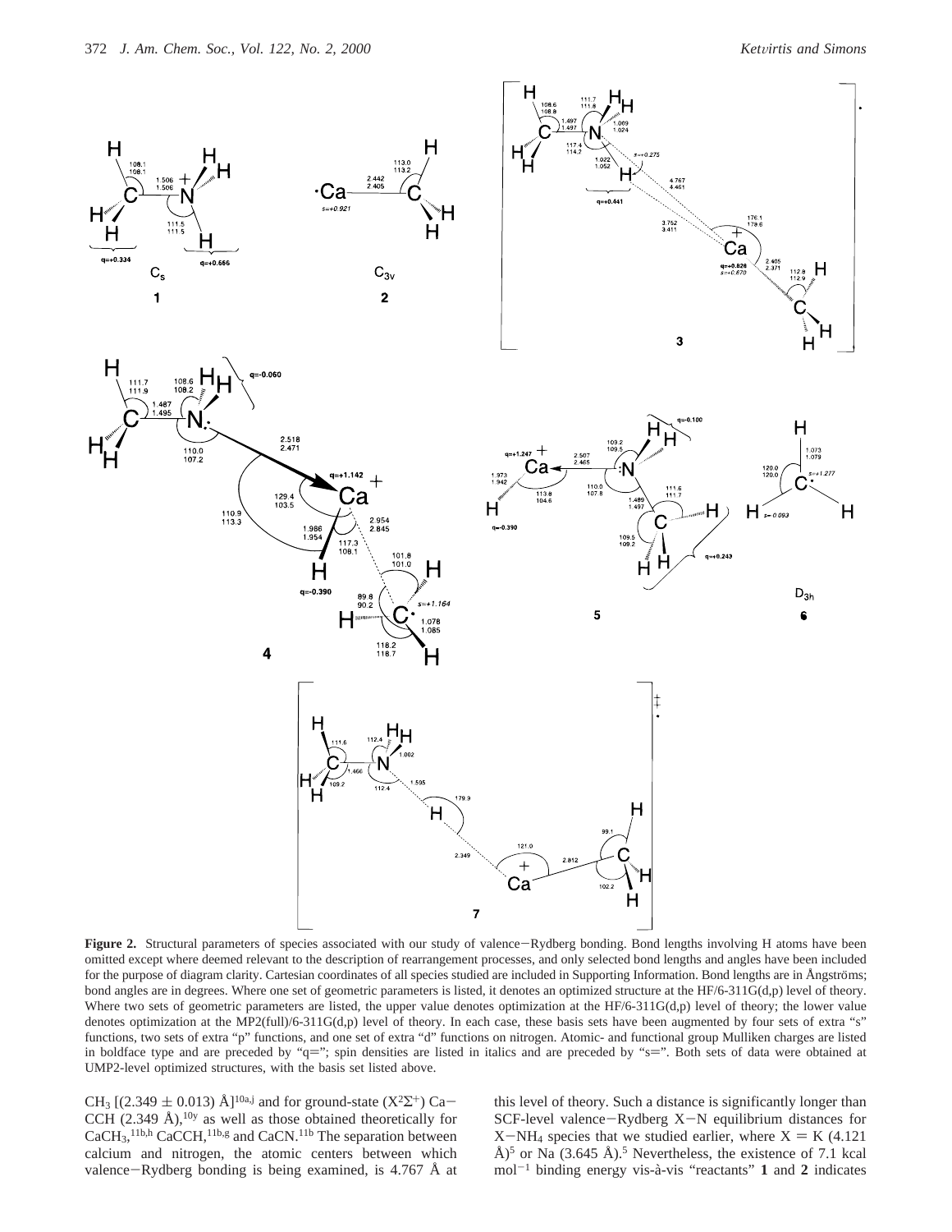**Figure 2.** Structural parameters of species associated with our study of valence–Rydberg bonding. Bond lengths involving H atoms have been omitted except where deemed relevant to the description of rearrangement processes, and only selected bond lengths and angles have been included for the purpose of diagram clarity. Cartesian coordinates of all species studied are included in Supporting Information. Bond lengths are in Ångströms; bond angles are in degrees. Where one set of geometric parameters is listed, it denotes an optimized structure at the HF/6-311G(d,p) level of theory. Where two sets of geometric parameters are listed, the upper value denotes optimization at the HF/6-311G(d,p) level of theory; the lower value denotes optimization at the MP2(full)/6-311G(d,p) level of theory. In each case, these basis sets have been augmented by four sets of extra "s" functions, two sets of extra "p" functions, and one set of extra "d" functions on nitrogen. Atomic- and functional group Mulliken charges are listed in boldface type and are preceded by "q="; spin densities are listed in italics and are preceded by "s=". Both sets of data were obtained at UMP2-level optimized structures, with the basis set listed above.

$CH_3$ [(2.349 ± 0.013) Å][10a,j] and for ground-state ($X^2\Sigma^+$) Ca–CCH (2.349 Å),[10y] as well as those obtained theoretically for $CaCH_3$,[11b,h] CaCCH,[11b,g] and CaCN.[11b] The separation between calcium and nitrogen, the atomic centers between which valence–Rydberg bonding is being examined, is 4.767 Å at this level of theory. Such a distance is significantly longer than SCF-level valence–Rydberg X–N equilibrium distances for X–$NH_4$ species that we studied earlier, where X = K (4.121 Å)[5] or Na (3.645 Å).[5] Nevertheless, the existence of 7.1 kcal $mol^{-1}$ binding energy vis-à-vis "reactants" **1** and **2** indicates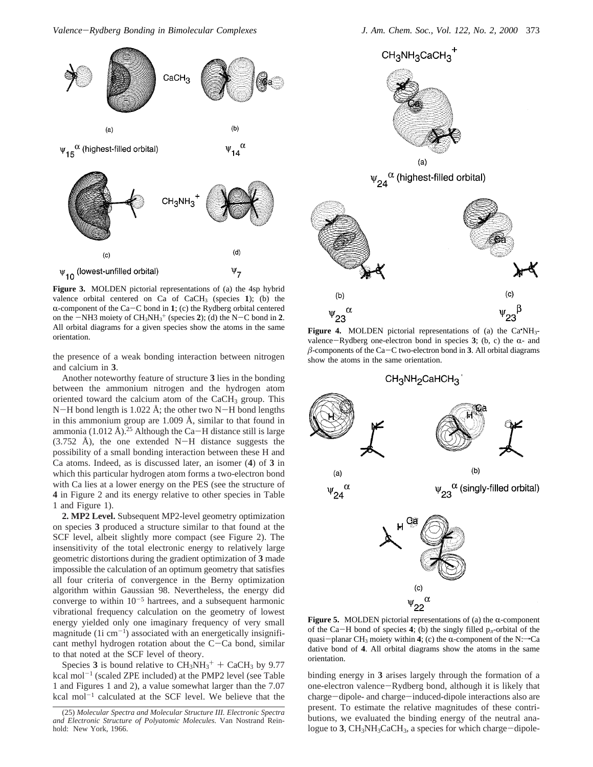**Figure 3.** MOLDEN pictorial representations of (a) the 4sp hybrid valence orbital centered on Ca of $CaCH_3$ (species **1**); (b) the α-component of the Ca−C bond in **1**; (c) the Rydberg orbital centered on the $-NH3$ moiety of $CH_3NH_3^+$ (species **2**); (d) the N−C bond in **2**. All orbital diagrams for a given species show the atoms in the same orientation.

**Figure 4.** MOLDEN pictorial representations of (a) the $Ca{\cdot}NH_3$-valence−Rydberg one-electron bond in species **3**; (b, c) the α- and β-components of the Ca−C two-electron bond in **3**. All orbital diagrams show the atoms in the same orientation.

the presence of a weak bonding interaction between nitrogen and calcium in **3**.

Another noteworthy feature of structure **3** lies in the bonding between the ammonium nitrogen and the hydrogen atom oriented toward the calcium atom of the $CaCH_3$ group. This N−H bond length is 1.022 Å; the other two N−H bond lengths in this ammonium group are 1.009 Å, similar to that found in ammonia (1.012 Å).[25] Although the Ca−H distance still is large (3.752 Å), the one extended N−H distance suggests the possibility of a small bonding interaction between these H and Ca atoms. Indeed, as is discussed later, an isomer (**4**) of **3** in which this particular hydrogen atom forms a two-electron bond with Ca lies at a lower energy on the PES (see the structure of **4** in Figure 2 and its energy relative to other species in Table 1 and Figure 1).

**2. MP2 Level.** Subsequent MP2-level geometry optimization on species **3** produced a structure similar to that found at the SCF level, albeit slightly more compact (see Figure 2). The insensitivity of the total electronic energy to relatively large geometric distortions during the gradient optimization of **3** made impossible the calculation of an optimum geometry that satisfies all four criteria of convergence in the Berny optimization algorithm within Gaussian 98. Nevertheless, the energy did converge to within $10^{-5}$ hartrees, and a subsequent harmonic vibrational frequency calculation on the geometry of lowest energy yielded only one imaginary frequency of very small magnitude (1i $cm^{-1}$) associated with an energetically insignificant methyl hydrogen rotation about the C−Ca bond, similar to that noted at the SCF level of theory.

Species **3** is bound relative to $CH_3NH_3^+$ + $CaCH_3$ by 9.77 kcal $mol^{-1}$ (scaled ZPE included) at the PMP2 level (see Table 1 and Figures 1 and 2), a value somewhat larger than the 7.07 kcal $mol^{-1}$ calculated at the SCF level. We believe that the binding energy in **3** arises largely through the formation of a one-electron valence−Rydberg bond, although it is likely that charge−dipole- and charge−induced-dipole interactions also are present. To estimate the relative magnitudes of these contributions, we evaluated the binding energy of the neutral analogue to **3**, $CH_3NH_3CaCH_3$, a species for which charge−dipole-

**Figure 5.** MOLDEN pictorial representations of (a) the α-component of the Ca−H bond of species **4**; (b) the singly filled $p_\pi$-orbital of the quasi−planar $CH_3$ moiety within **4**; (c) the α-component of the N:→Ca dative bond of **4**. All orbital diagrams show the atoms in the same orientation.

(25) *Molecular Spectra and Molecular Structure III. Electronic Spectra and Electronic Structure of Polyatomic Molecules.* Van Nostrand Reinhold: New York, 1966.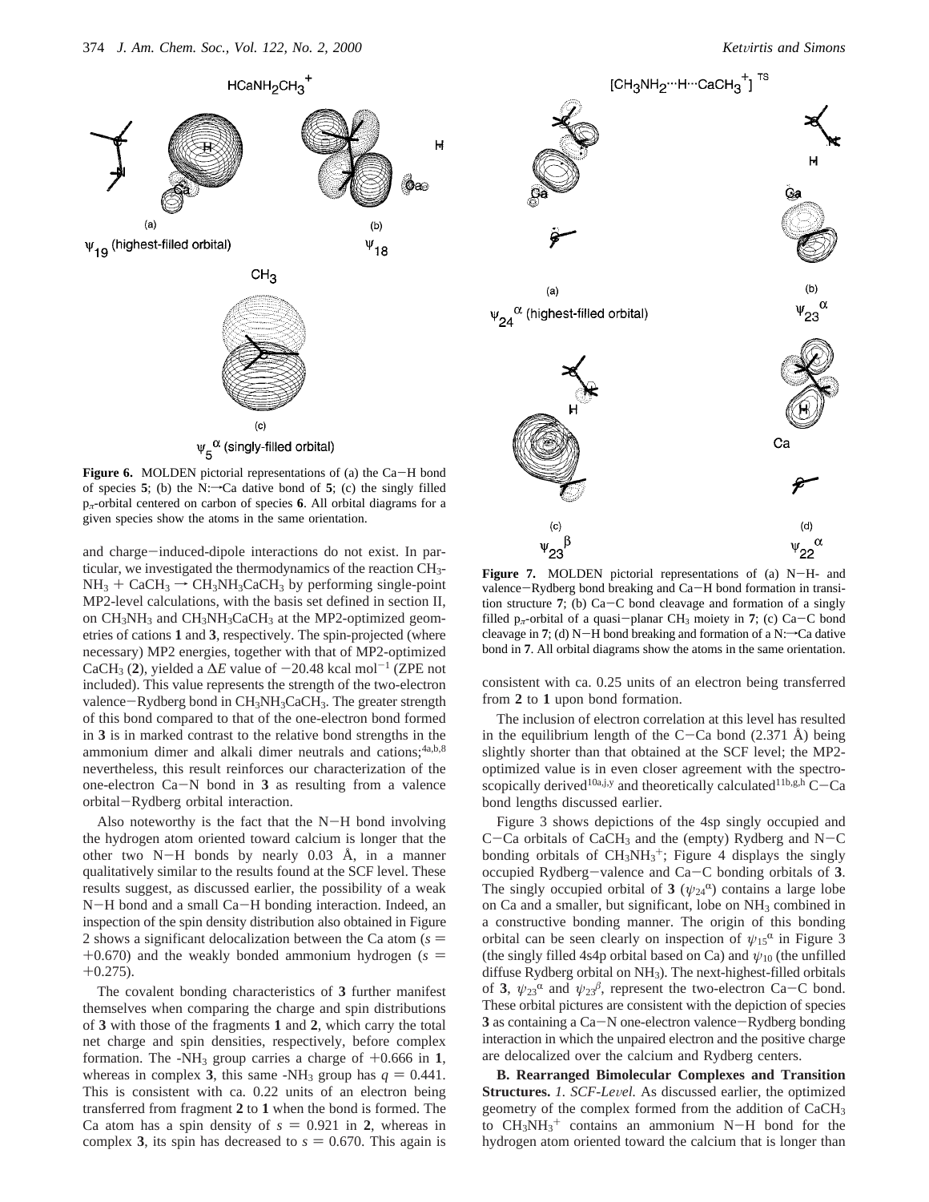**Figure 6.** MOLDEN pictorial representations of (a) the Ca−H bond of species **5**; (b) the N:→Ca dative bond of **5**; (c) the singly filled $p_\pi$-orbital centered on carbon of species **6**. All orbital diagrams for a given species show the atoms in the same orientation.

**Figure 7.** MOLDEN pictorial representations of (a) N−H- and valence−Rydberg bond breaking and Ca−H bond formation in transition structure **7**; (b) Ca−C bond cleavage and formation of a singly filled $p_\pi$-orbital of a quasi−planar $CH_3$ moiety in **7**; (c) Ca−C bond cleavage in **7**; (d) N−H bond breaking and formation of a N:→Ca dative bond in **7**. All orbital diagrams show the atoms in the same orientation.

and charge−induced-dipole interactions do not exist. In particular, we investigated the thermodynamics of the reaction $CH_3NH_3 + CaCH_3 \rightarrow CH_3NH_3CaCH_3$ by performing single-point MP2-level calculations, with the basis set defined in section II, on $CH_3NH_3$ and $CH_3NH_3CaCH_3$ at the MP2-optimized geometries of cations **1** and **3**, respectively. The spin-projected (where necessary) MP2 energies, together with that of MP2-optimized $CaCH_3$ (**2**), yielded a $\Delta E$ value of −20.48 kcal mol$^{-1}$ (ZPE not included). This value represents the strength of the two-electron valence−Rydberg bond in $CH_3NH_3CaCH_3$. The greater strength of this bond compared to that of the one-electron bond formed in **3** is in marked contrast to the relative bond strengths in the ammonium dimer and alkali dimer neutrals and cations;[4a,b,8] nevertheless, this result reinforces our characterization of the one-electron Ca−N bond in **3** as resulting from a valence orbital−Rydberg orbital interaction.

Also noteworthy is the fact that the N−H bond involving the hydrogen atom oriented toward calcium is longer that the other two N−H bonds by nearly 0.03 Å, in a manner qualitatively similar to the results found at the SCF level. These results suggest, as discussed earlier, the possibility of a weak N−H bond and a small Ca−H bonding interaction. Indeed, an inspection of the spin density distribution also obtained in Figure 2 shows a significant delocalization between the Ca atom ($s$ = +0.670) and the weakly bonded ammonium hydrogen ($s$ = +0.275).

The covalent bonding characteristics of **3** further manifest themselves when comparing the charge and spin distributions of **3** with those of the fragments **1** and **2**, which carry the total net charge and spin densities, respectively, before complex formation. The -$NH_3$ group carries a charge of +0.666 in **1**, whereas in complex **3**, this same -$NH_3$ group has $q$ = 0.441. This is consistent with ca. 0.22 units of an electron being transferred from fragment **2** to **1** when the bond is formed. The Ca atom has a spin density of $s$ = 0.921 in **2**, whereas in complex **3**, its spin has decreased to $s$ = 0.670. This again is consistent with ca. 0.25 units of an electron being transferred from **2** to **1** upon bond formation.

The inclusion of electron correlation at this level has resulted in the equilibrium length of the C−Ca bond (2.371 Å) being slightly shorter than that obtained at the SCF level; the MP2-optimized value is in even closer agreement with the spectroscopically derived[10a,j,y] and theoretically calculated[11b,g,h] C−Ca bond lengths discussed earlier.

Figure 3 shows depictions of the 4sp singly occupied and C−Ca orbitals of $CaCH_3$ and the (empty) Rydberg and N−C bonding orbitals of $CH_3NH_3^+$; Figure 4 displays the singly occupied Rydberg−valence and Ca−C bonding orbitals of **3**. The singly occupied orbital of **3** ($\psi_{24}{}^{\alpha}$) contains a large lobe on Ca and a smaller, but significant, lobe on $NH_3$ combined in a constructive bonding manner. The origin of this bonding orbital can be seen clearly on inspection of $\psi_{15}{}^{\alpha}$ in Figure 3 (the singly filled 4s4p orbital based on Ca) and $\psi_{10}$ (the unfilled diffuse Rydberg orbital on $NH_3$). The next-highest-filled orbitals of **3**, $\psi_{23}{}^{\alpha}$ and $\psi_{23}{}^{\beta}$, represent the two-electron Ca−C bond. These orbital pictures are consistent with the depiction of species **3** as containing a Ca−N one-electron valence−Rydberg bonding interaction in which the unpaired electron and the positive charge are delocalized over the calcium and Rydberg centers.

**B. Rearranged Bimolecular Complexes and Transition Structures.** *1. SCF-Level.* As discussed earlier, the optimized geometry of the complex formed from the addition of $CaCH_3$ to $CH_3NH_3^+$ contains an ammonium N−H bond for the hydrogen atom oriented toward the calcium that is longer than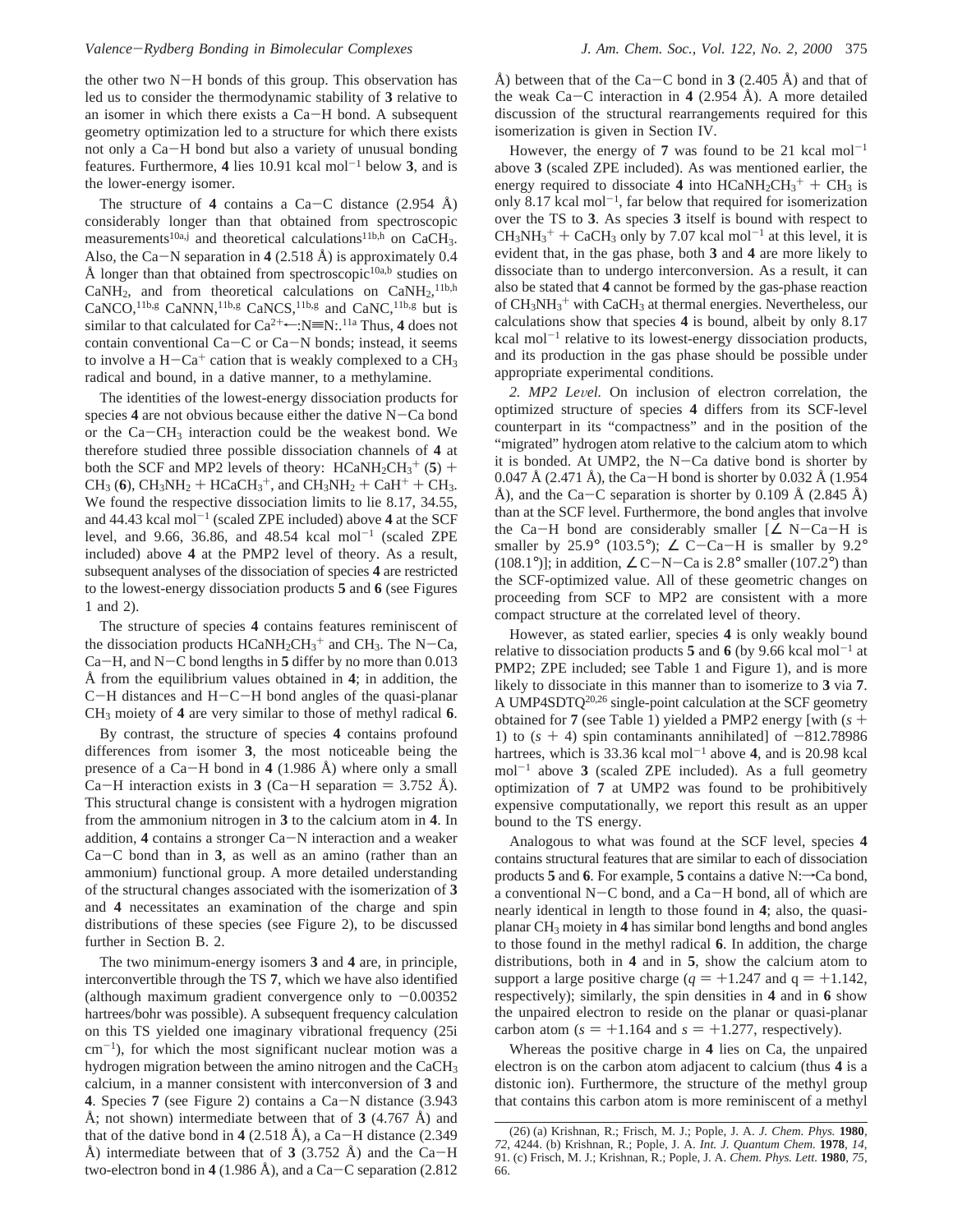the other two N−H bonds of this group. This observation has led us to consider the thermodynamic stability of **3** relative to an isomer in which there exists a Ca−H bond. A subsequent geometry optimization led to a structure for which there exists not only a Ca−H bond but also a variety of unusual bonding features. Furthermore, **4** lies 10.91 kcal mol$^{-1}$ below **3**, and is the lower-energy isomer.

The structure of **4** contains a Ca−C distance (2.954 Å) considerably longer than that obtained from spectroscopic measurements[10a,j] and theoretical calculations[11b,h] on $CaCH_3$. Also, the Ca−N separation in **4** (2.518 Å) is approximately 0.4 Å longer than that obtained from spectroscopic[10a,b] studies on $CaNH_2$, and from theoretical calculations on $CaNH_2$,[11b,h] CaNCO,[11b,g] CaNNN,[11b,g] CaNCS,[11b,g] and CaNC,[11b,g] but is similar to that calculated for $Ca^{2+}$←:N≡N:.[11a] Thus, **4** does not contain conventional Ca−C or Ca−N bonds; instead, it seems to involve a $H-Ca^+$ cation that is weakly complexed to a $CH_3$ radical and bound, in a dative manner, to a methylamine.

The identities of the lowest-energy dissociation products for species **4** are not obvious because either the dative N−Ca bond or the Ca−$CH_3$ interaction could be the weakest bond. We therefore studied three possible dissociation channels of **4** at both the SCF and MP2 levels of theory: $HCaNH_2CH_3^+$ (**5**) + $CH_3$ (**6**), $CH_3NH_2$ + $HCaCH_3^+$, and $CH_3NH_2$ + $CaH^+$ + $CH_3$. We found the respective dissociation limits to lie 8.17, 34.55, and 44.43 kcal mol$^{-1}$ (scaled ZPE included) above **4** at the SCF level, and 9.66, 36.86, and 48.54 kcal mol$^{-1}$ (scaled ZPE included) above **4** at the PMP2 level of theory. As a result, subsequent analyses of the dissociation of species **4** are restricted to the lowest-energy dissociation products **5** and **6** (see Figures 1 and 2).

The structure of species **4** contains features reminiscent of the dissociation products $HCaNH_2CH_3^+$ and $CH_3$. The N−Ca, Ca−H, and N−C bond lengths in **5** differ by no more than 0.013 Å from the equilibrium values obtained in **4**; in addition, the C−H distances and H−C−H bond angles of the quasi-planar $CH_3$ moiety of **4** are very similar to those of methyl radical **6**.

By contrast, the structure of species **4** contains profound differences from isomer **3**, the most noticeable being the presence of a Ca−H bond in **4** (1.986 Å) where only a small Ca−H interaction exists in **3** (Ca−H separation = 3.752 Å). This structural change is consistent with a hydrogen migration from the ammonium nitrogen in **3** to the calcium atom in **4**. In addition, **4** contains a stronger Ca−N interaction and a weaker Ca−C bond than in **3**, as well as an amino (rather than an ammonium) functional group. A more detailed understanding of the structural changes associated with the isomerization of **3** and **4** necessitates an examination of the charge and spin distributions of these species (see Figure 2), to be discussed further in Section B. 2.

The two minimum-energy isomers **3** and **4** are, in principle, interconvertible through the TS **7**, which we have also identified (although maximum gradient convergence only to −0.00352 hartrees/bohr was possible). A subsequent frequency calculation on this TS yielded one imaginary vibrational frequency (25i cm$^{-1}$), for which the most significant nuclear motion was a hydrogen migration between the amino nitrogen and the $CaCH_3$ calcium, in a manner consistent with interconversion of **3** and **4**. Species **7** (see Figure 2) contains a Ca−N distance (3.943 Å; not shown) intermediate between that of **3** (4.767 Å) and that of the dative bond in **4** (2.518 Å), a Ca−H distance (2.349 Å) intermediate between that of **3** (3.752 Å) and the Ca−H two-electron bond in **4** (1.986 Å), and a Ca−C separation (2.812 Å) between that of the Ca−C bond in **3** (2.405 Å) and that of the weak Ca−C interaction in **4** (2.954 Å). A more detailed discussion of the structural rearrangements required for this isomerization is given in Section IV.

However, the energy of **7** was found to be 21 kcal mol$^{-1}$ above **3** (scaled ZPE included). As was mentioned earlier, the energy required to dissociate **4** into $HCaNH_2CH_3^+$ + $CH_3$ is only 8.17 kcal mol$^{-1}$, far below that required for isomerization over the TS to **3**. As species **3** itself is bound with respect to $CH_3NH_3^+$ + $CaCH_3$ only by 7.07 kcal mol$^{-1}$ at this level, it is evident that, in the gas phase, both **3** and **4** are more likely to dissociate than to undergo interconversion. As a result, it can also be stated that **4** cannot be formed by the gas-phase reaction of $CH_3NH_3^+$ with $CaCH_3$ at thermal energies. Nevertheless, our calculations show that species **4** is bound, albeit by only 8.17 kcal mol$^{-1}$ relative to its lowest-energy dissociation products, and its production in the gas phase should be possible under appropriate experimental conditions.

*2. MP2 Level.* On inclusion of electron correlation, the optimized structure of species **4** differs from its SCF-level counterpart in its "compactness" and in the position of the "migrated" hydrogen atom relative to the calcium atom to which it is bonded. At UMP2, the N−Ca dative bond is shorter by 0.047 Å (2.471 Å), the Ca−H bond is shorter by 0.032 Å (1.954 Å), and the Ca−C separation is shorter by 0.109 Å (2.845 Å) than at the SCF level. Furthermore, the bond angles that involve the Ca−H bond are considerably smaller [∠ N−Ca−H is smaller by 25.9° (103.5°); ∠ C−Ca−H is smaller by 9.2° (108.1°)]; in addition, ∠C−N−Ca is 2.8° smaller (107.2°) than the SCF-optimized value. All of these geometric changes on proceeding from SCF to MP2 are consistent with a more compact structure at the correlated level of theory.

However, as stated earlier, species **4** is only weakly bound relative to dissociation products **5** and **6** (by 9.66 kcal mol$^{-1}$ at PMP2; ZPE included; see Table 1 and Figure 1), and is more likely to dissociate in this manner than to isomerize to **3** via **7**. A UMP4SDTQ[20,26] single-point calculation at the SCF geometry obtained for **7** (see Table 1) yielded a PMP2 energy [with ($s$ + 1) to ($s$ + 4) spin contaminants annihilated] of −812.78986 hartrees, which is 33.36 kcal mol$^{-1}$ above **4**, and is 20.98 kcal mol$^{-1}$ above **3** (scaled ZPE included). As a full geometry optimization of **7** at UMP2 was found to be prohibitively expensive computationally, we report this result as an upper bound to the TS energy.

Analogous to what was found at the SCF level, species **4** contains structural features that are similar to each of dissociation products **5** and **6**. For example, **5** contains a dative N:→Ca bond, a conventional N−C bond, and a Ca−H bond, all of which are nearly identical in length to those found in **4**; also, the quasi-planar $CH_3$ moiety in **4** has similar bond lengths and bond angles to those found in the methyl radical **6**. In addition, the charge distributions, both in **4** and in **5**, show the calcium atom to support a large positive charge ($q$ = +1.247 and q = +1.142, respectively); similarly, the spin densities in **4** and in **6** show the unpaired electron to reside on the planar or quasi-planar carbon atom ($s$ = +1.164 and $s$ = +1.277, respectively).

Whereas the positive charge in **4** lies on Ca, the unpaired electron is on the carbon atom adjacent to calcium (thus **4** is a distonic ion). Furthermore, the structure of the methyl group that contains this carbon atom is more reminiscent of a methyl

(26) (a) Krishnan, R.; Frisch, M. J.; Pople, J. A. *J. Chem. Phys.* **1980**, *72*, 4244. (b) Krishnan, R.; Pople, J. A. *Int. J. Quantum Chem.* **1978**, *14*, 91. (c) Frisch, M. J.; Krishnan, R.; Pople, J. A. *Chem. Phys. Lett.* **1980**, *75*, 66.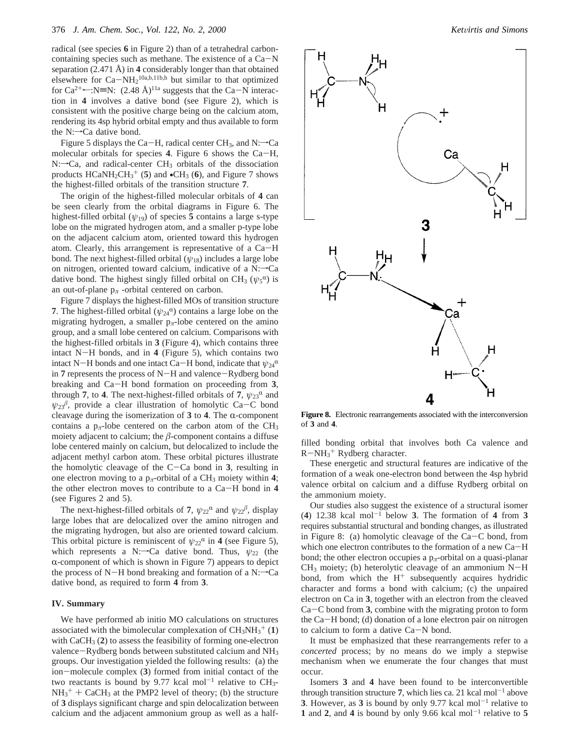radical (see species **6** in Figure 2) than of a tetrahedral carbon-containing species such as methane. The existence of a Ca−N separation (2.471 Å) in **4** considerably longer than that obtained elsewhere for $Ca-NH_2$[10a,b,11b,h] but similar to that optimized for $Ca^{2+}$←:N≡N: (2.48 Å)[11a] suggests that the Ca−N interaction in **4** involves a dative bond (see Figure 2), which is consistent with the positive charge being on the calcium atom, rendering its 4sp hybrid orbital empty and thus available to form the N:→Ca dative bond.

Figure 5 displays the Ca−H, radical center $CH_3$, and N:→Ca molecular orbitals for species **4**. Figure 6 shows the Ca−H, N:→Ca, and radical-center $CH_3$ orbitals of the dissociation products $HCaNH_2CH_3^+$ (**5**) and $\bullet CH_3$ (**6**), and Figure 7 shows the highest-filled orbitals of the transition structure **7**.

The origin of the highest-filled molecular orbitals of **4** can be seen clearly from the orbital diagrams in Figure 6. The highest-filled orbital ($\psi_{19}$) of species **5** contains a large s-type lobe on the migrated hydrogen atom, and a smaller p-type lobe on the adjacent calcium atom, oriented toward this hydrogen atom. Clearly, this arrangement is representative of a Ca−H bond. The next highest-filled orbital ($\psi_{18}$) includes a large lobe on nitrogen, oriented toward calcium, indicative of a N:→Ca dative bond. The highest singly filled orbital on $CH_3$ ($\psi_5^\alpha$) is an out-of-plane $p_\pi$ -orbital centered on carbon.

Figure 7 displays the highest-filled MOs of transition structure **7**. The highest-filled orbital ($\psi_{24}^\alpha$) contains a large lobe on the migrating hydrogen, a smaller $p_\pi$-lobe centered on the amino group, and a small lobe centered on calcium. Comparisons with the highest-filled orbitals in **3** (Figure 4), which contains three intact N−H bonds, and in **4** (Figure 5), which contains two intact N−H bonds and one intact Ca−H bond, indicate that $\psi_{24}^\alpha$ in **7** represents the process of N−H and valence−Rydberg bond breaking and Ca−H bond formation on proceeding from **3**, through **7**, to **4**. The next-highest-filled orbitals of **7**, $\psi_{23}^\alpha$ and $\psi_{23}^\beta$, provide a clear illustration of homolytic Ca−C bond cleavage during the isomerization of **3** to **4**. The α-component contains a $p_\pi$-lobe centered on the carbon atom of the $CH_3$ moiety adjacent to calcium; the β-component contains a diffuse lobe centered mainly on calcium, but delocalized to include the adjacent methyl carbon atom. These orbital pictures illustrate the homolytic cleavage of the C−Ca bond in **3**, resulting in one electron moving to a $p_\pi$-orbital of a $CH_3$ moiety within **4**; the other electron moves to contribute to a Ca−H bond in **4** (see Figures 2 and 5).

The next-highest-filled orbitals of **7**, $\psi_{22}^\alpha$ and $\psi_{22}^\beta$, display large lobes that are delocalized over the amino nitrogen and the migrating hydrogen, but also are oriented toward calcium. This orbital picture is reminiscent of $\psi_{22}^\alpha$ in **4** (see Figure 5), which represents a N:→Ca dative bond. Thus, $\psi_{22}$ (the α-component of which is shown in Figure 7) appears to depict the process of N−H bond breaking and formation of a N:→Ca dative bond, as required to form **4** from **3**.

## IV. Summary

We have performed ab initio MO calculations on structures associated with the bimolecular complexation of $CH_3NH_3^+$ (**1**) with $CaCH_3$ (**2**) to assess the feasibility of forming one-electron valence−Rydberg bonds between substituted calcium and $NH_3$ groups. Our investigation yielded the following results: (a) the ion−molecule complex (**3**) formed from initial contact of the two reactants is bound by 9.77 kcal mol$^{-1}$ relative to $CH_3NH_3^+$ + $CaCH_3$ at the PMP2 level of theory; (b) the structure of **3** displays significant charge and spin delocalization between calcium and the adjacent ammonium group as well as a half-filled bonding orbital that involves both Ca valence and $R-NH_3^+$ Rydberg character.

**Figure 8.** Electronic rearrangements associated with the interconversion of **3** and **4**.

These energetic and structural features are indicative of the formation of a weak one-electron bond between the 4sp hybrid valence orbital on calcium and a diffuse Rydberg orbital on the ammonium moiety.

Our studies also suggest the existence of a structural isomer (**4**) 12.38 kcal mol$^{-1}$ below **3**. The formation of **4** from **3** requires substantial structural and bonding changes, as illustrated in Figure 8: (a) homolytic cleavage of the Ca−C bond, from which one electron contributes to the formation of a new Ca−H bond; the other electron occupies a $p_\pi$-orbital on a quasi-planar $CH_3$ moiety; (b) heterolytic cleavage of an ammonium N−H bond, from which the $H^+$ subsequently acquires hydridic character and forms a bond with calcium; (c) the unpaired electron on Ca in **3**, together with an electron from the cleaved Ca−C bond from **3**, combine with the migrating proton to form the Ca−H bond; (d) donation of a lone electron pair on nitrogen to calcium to form a dative Ca−N bond.

It must be emphasized that these rearrangements refer to a *concerted* process; by no means do we imply a stepwise mechanism when we enumerate the four changes that must occur.

Isomers **3** and **4** have been found to be interconvertible through transition structure **7**, which lies ca. 21 kcal mol$^{-1}$ above **3**. However, as **3** is bound by only 9.77 kcal mol$^{-1}$ relative to **1** and **2**, and **4** is bound by only 9.66 kcal mol$^{-1}$ relative to **5**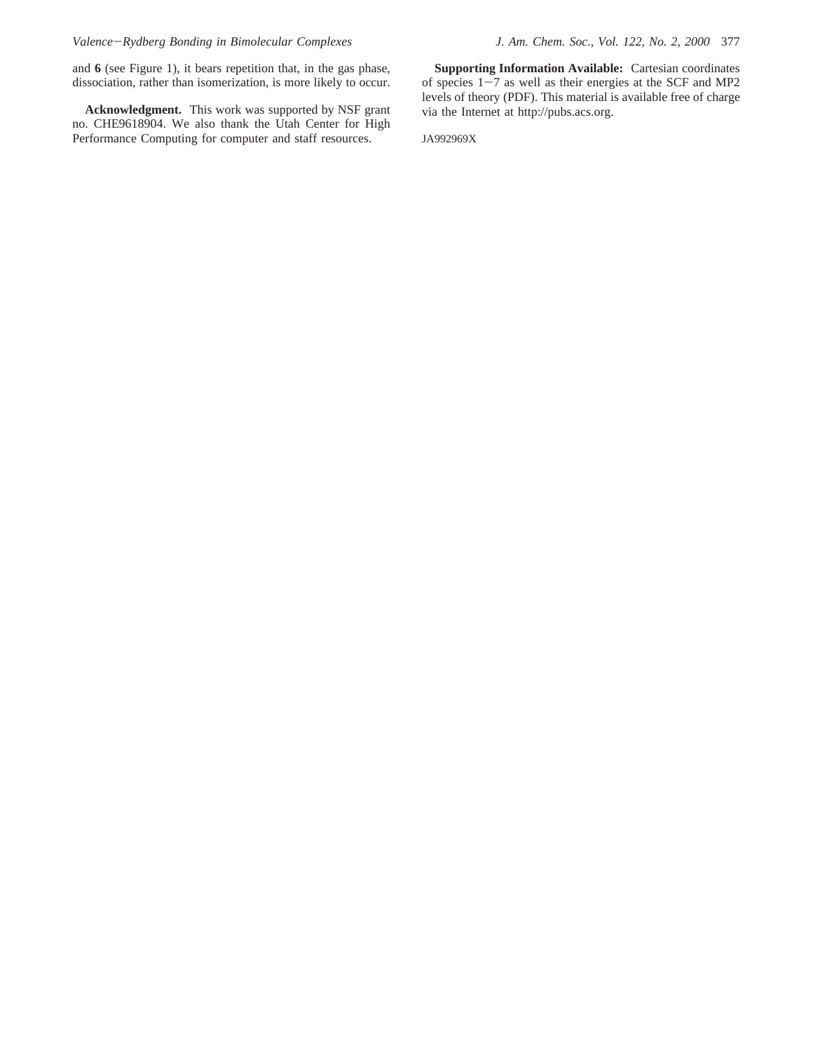and **6** (see Figure 1), it bears repetition that, in the gas phase, dissociation, rather than isomerization, is more likely to occur.

**Acknowledgment.** This work was supported by NSF grant no. CHE9618904. We also thank the Utah Center for High Performance Computing for computer and staff resources.

**Supporting Information Available:** Cartesian coordinates of species 1−7 as well as their energies at the SCF and MP2 levels of theory (PDF). This material is available free of charge via the Internet at http://pubs.acs.org.

JA992969X